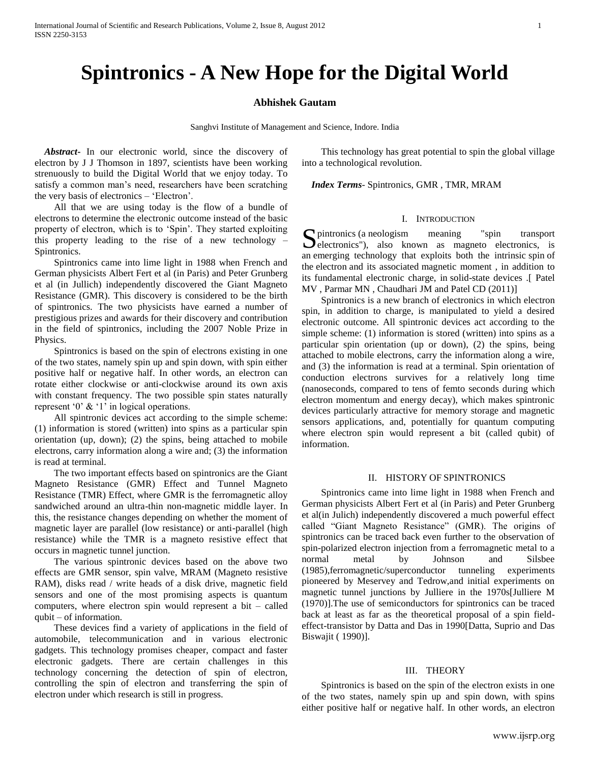# Spintronics - A New Hope for the Digital World

**Abhishek Gautam**

Sanghvi Institute of Management and Science, Indore. India

***Abstract-*** In our electronic world, since the discovery of electron by J J Thomson in 1897, scientists have been working strenuously to build the Digital World that we enjoy today. To satisfy a common man's need, researchers have been scratching the very basis of electronics – 'Electron'.

All that we are using today is the flow of a bundle of electrons to determine the electronic outcome instead of the basic property of electron, which is to 'Spin'. They started exploiting this property leading to the rise of a new technology – Spintronics.

Spintronics came into lime light in 1988 when French and German physicists Albert Fert et al (in Paris) and Peter Grunberg et al (in Jullich) independently discovered the Giant Magneto Resistance (GMR). This discovery is considered to be the birth of spintronics. The two physicists have earned a number of prestigious prizes and awards for their discovery and contribution in the field of spintronics, including the 2007 Noble Prize in Physics.

Spintronics is based on the spin of electrons existing in one of the two states, namely spin up and spin down, with spin either positive half or negative half. In other words, an electron can rotate either clockwise or anti-clockwise around its own axis with constant frequency. The two possible spin states naturally represent '0' & '1' in logical operations.

All spintronic devices act according to the simple scheme: (1) information is stored (written) into spins as a particular spin orientation (up, down); (2) the spins, being attached to mobile electrons, carry information along a wire and; (3) the information is read at terminal.

The two important effects based on spintronics are the Giant Magneto Resistance (GMR) Effect and Tunnel Magneto Resistance (TMR) Effect, where GMR is the ferromagnetic alloy sandwiched around an ultra-thin non-magnetic middle layer. In this, the resistance changes depending on whether the moment of magnetic layer are parallel (low resistance) or anti-parallel (high resistance) while the TMR is a magneto resistive effect that occurs in magnetic tunnel junction.

The various spintronic devices based on the above two effects are GMR sensor, spin valve, MRAM (Magneto resistive RAM), disks read / write heads of a disk drive, magnetic field sensors and one of the most promising aspects is quantum computers, where electron spin would represent a bit – called qubit – of information.

These devices find a variety of applications in the field of automobile, telecommunication and in various electronic gadgets. This technology promises cheaper, compact and faster electronic gadgets. There are certain challenges in this technology concerning the detection of spin of electron, controlling the spin of electron and transferring the spin of electron under which research is still in progress.

This technology has great potential to spin the global village into a technological revolution.

***Index Terms-*** Spintronics, GMR , TMR, MRAM

## I. Introduction

Spintronics (a neologism meaning "spin transport electronics"), also known as magneto electronics, is an emerging technology that exploits both the intrinsic spin of the electron and its associated magnetic moment , in addition to its fundamental electronic charge, in solid-state devices .[ Patel MV , Parmar MN , Chaudhari JM and Patel CD (2011)]

Spintronics is a new branch of electronics in which electron spin, in addition to charge, is manipulated to yield a desired electronic outcome. All spintronic devices act according to the simple scheme: (1) information is stored (written) into spins as a particular spin orientation (up or down), (2) the spins, being attached to mobile electrons, carry the information along a wire, and (3) the information is read at a terminal. Spin orientation of conduction electrons survives for a relatively long time (nanoseconds, compared to tens of femto seconds during which electron momentum and energy decay), which makes spintronic devices particularly attractive for memory storage and magnetic sensors applications, and, potentially for quantum computing where electron spin would represent a bit (called qubit) of information.

## II. History of Spintronics

Spintronics came into lime light in 1988 when French and German physicists Albert Fert et al (in Paris) and Peter Grunberg et al(in Julich) independently discovered a much powerful effect called "Giant Magneto Resistance" (GMR). The origins of spintronics can be traced back even further to the observation of spin-polarized electron injection from a ferromagnetic metal to a normal metal by Johnson and Silsbee (1985),ferromagnetic/superconductor tunneling experiments pioneered by Meservey and Tedrow,and initial experiments on magnetic tunnel junctions by Julliere in the 1970s[Julliere M (1970)].The use of semiconductors for spintronics can be traced back at least as far as the theoretical proposal of a spin field-effect-transistor by Datta and Das in 1990[Datta, Suprio and Das Biswajit ( 1990)].

## III. Theory

Spintronics is based on the spin of the electron exists in one of the two states, namely spin up and spin down, with spins either positive half or negative half. In other words, an electron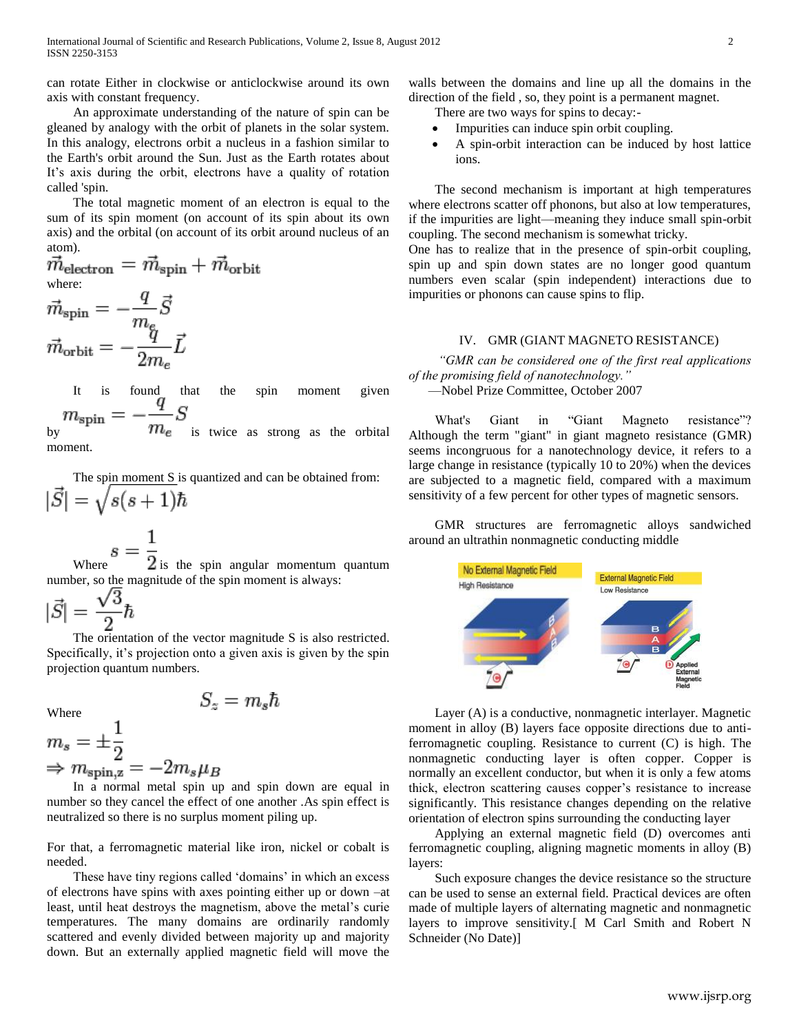can rotate Either in clockwise or anticlockwise around its own axis with constant frequency.

An approximate understanding of the nature of spin can be gleaned by analogy with the orbit of planets in the solar system. In this analogy, electrons orbit a nucleus in a fashion similar to the Earth's orbit around the Sun. Just as the Earth rotates about It's axis during the orbit, electrons have a quality of rotation called 'spin.

The total magnetic moment of an electron is equal to the sum of its spin moment (on account of its spin about its own axis) and the orbital (on account of its orbit around nucleus of an atom).

$$\vec{m}_{\text{electron}} = \vec{m}_{\text{spin}} + \vec{m}_{\text{orbit}}$$

where:

$$\vec{m}_{\text{spin}} = -\frac{q}{m_e}\vec{S}$$

$$\vec{m}_{\text{orbit}} = -\frac{q}{2m_e}\vec{L}$$

It is found that the spin moment given by $m_{\text{spin}} = -\frac{q}{m_e}S$ is twice as strong as the orbital moment.

The spin moment S is quantized and can be obtained from:

$$|\vec{S}| = \sqrt{s(s+1)}\hbar$$

Where $s = \frac{1}{2}$ is the spin angular momentum quantum number, so the magnitude of the spin moment is always:

$$|\vec{S}| = \frac{\sqrt{3}}{2}\hbar$$

The orientation of the vector magnitude S is also restricted. Specifically, it's projection onto a given axis is given by the spin projection quantum numbers.

$$S_z = m_s\hbar$$

Where

$$m_s = \pm\frac{1}{2}$$

$$\Rightarrow m_{\text{spin,z}} = -2m_s\mu_B$$

In a normal metal spin up and spin down are equal in number so they cancel the effect of one another .As spin effect is neutralized so there is no surplus moment piling up.

For that, a ferromagnetic material like iron, nickel or cobalt is needed.

These have tiny regions called 'domains' in which an excess of electrons have spins with axes pointing either up or down –at least, until heat destroys the magnetism, above the metal's curie temperatures. The many domains are ordinarily randomly scattered and evenly divided between majority up and majority down. But an externally applied magnetic field will move the walls between the domains and line up all the domains in the direction of the field , so, they point is a permanent magnet.

There are two ways for spins to decay:-

- Impurities can induce spin orbit coupling.
- A spin-orbit interaction can be induced by host lattice ions.

The second mechanism is important at high temperatures where electrons scatter off phonons, but also at low temperatures, if the impurities are light—meaning they induce small spin-orbit coupling. The second mechanism is somewhat tricky.

One has to realize that in the presence of spin-orbit coupling, spin up and spin down states are no longer good quantum numbers even scalar (spin independent) interactions due to impurities or phonons can cause spins to flip.

## IV. GMR (GIANT MAGNETO RESISTANCE)

*"GMR can be considered one of the first real applications of the promising field of nanotechnology."*

—Nobel Prize Committee, October 2007

What's Giant in "Giant Magneto resistance"? Although the term "giant" in giant magneto resistance (GMR) seems incongruous for a nanotechnology device, it refers to a large change in resistance (typically 10 to 20%) when the devices are subjected to a magnetic field, compared with a maximum sensitivity of a few percent for other types of magnetic sensors.

GMR structures are ferromagnetic alloys sandwiched around an ultrathin nonmagnetic conducting middle

Layer (A) is a conductive, nonmagnetic interlayer. Magnetic moment in alloy (B) layers face opposite directions due to anti-ferromagnetic coupling. Resistance to current (C) is high. The nonmagnetic conducting layer is often copper. Copper is normally an excellent conductor, but when it is only a few atoms thick, electron scattering causes copper's resistance to increase significantly. This resistance changes depending on the relative orientation of electron spins surrounding the conducting layer

Applying an external magnetic field (D) overcomes anti ferromagnetic coupling, aligning magnetic moments in alloy (B) layers:

Such exposure changes the device resistance so the structure can be used to sense an external field. Practical devices are often made of multiple layers of alternating magnetic and nonmagnetic layers to improve sensitivity.[ M Carl Smith and Robert N Schneider (No Date)]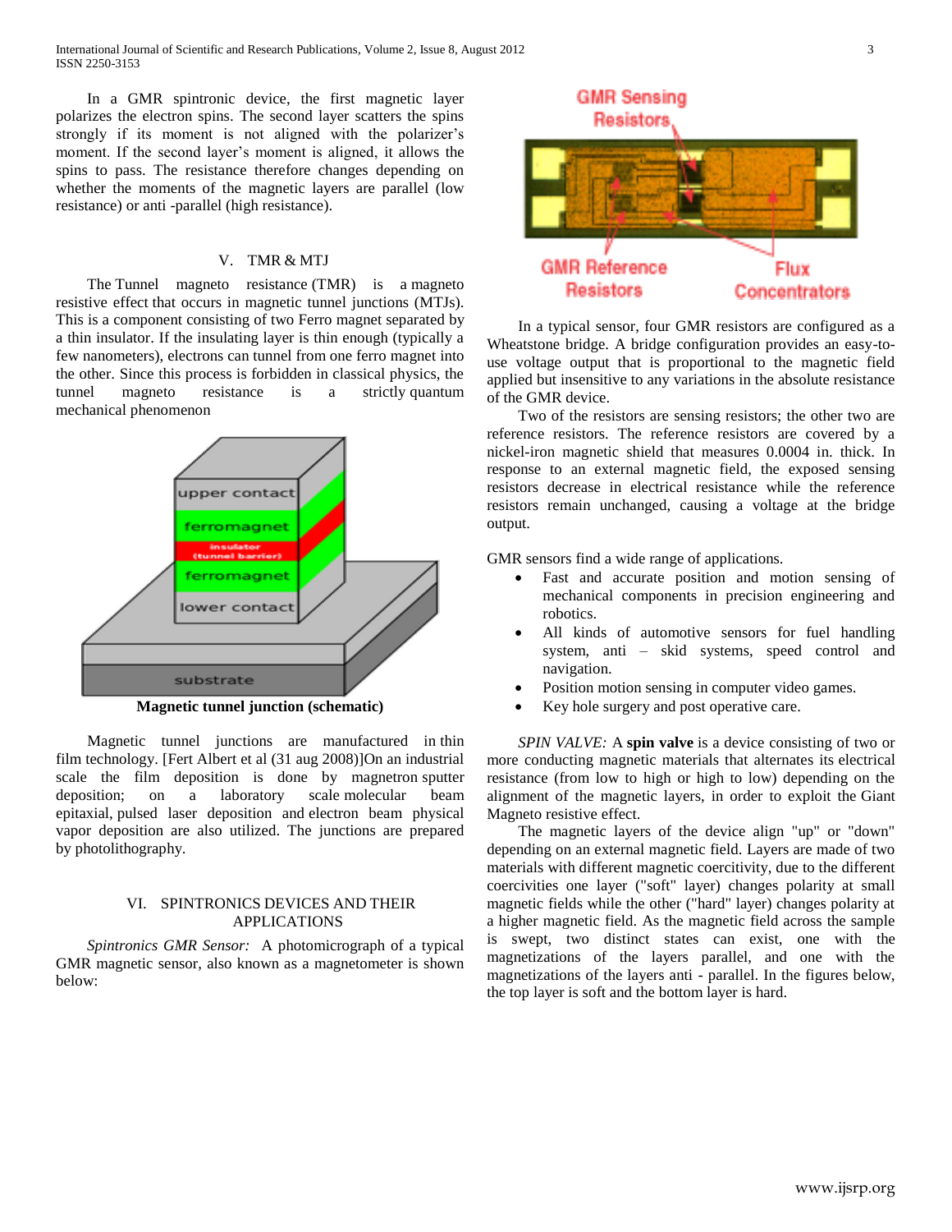In a GMR spintronic device, the first magnetic layer polarizes the electron spins. The second layer scatters the spins strongly if its moment is not aligned with the polarizer's moment. If the second layer's moment is aligned, it allows the spins to pass. The resistance therefore changes depending on whether the moments of the magnetic layers are parallel (low resistance) or anti -parallel (high resistance).

## V. TMR & MTJ

The Tunnel magneto resistance (TMR) is a magneto resistive effect that occurs in magnetic tunnel junctions (MTJs). This is a component consisting of two Ferro magnet separated by a thin insulator. If the insulating layer is thin enough (typically a few nanometers), electrons can tunnel from one ferro magnet into the other. Since this process is forbidden in classical physics, the tunnel magneto resistance is a strictly quantum mechanical phenomenon

**Magnetic tunnel junction (schematic)**

Magnetic tunnel junctions are manufactured in thin film technology. [Fert Albert et al (31 aug 2008)]On an industrial scale the film deposition is done by magnetron sputter deposition; on a laboratory scale molecular beam epitaxial, pulsed laser deposition and electron beam physical vapor deposition are also utilized. The junctions are prepared by photolithography.

## VI. SPINTRONICS DEVICES AND THEIR APPLICATIONS

*Spintronics GMR Sensor:* A photomicrograph of a typical GMR magnetic sensor, also known as a magnetometer is shown below:

In a typical sensor, four GMR resistors are configured as a Wheatstone bridge. A bridge configuration provides an easy-to-use voltage output that is proportional to the magnetic field applied but insensitive to any variations in the absolute resistance of the GMR device.

Two of the resistors are sensing resistors; the other two are reference resistors. The reference resistors are covered by a nickel-iron magnetic shield that measures 0.0004 in. thick. In response to an external magnetic field, the exposed sensing resistors decrease in electrical resistance while the reference resistors remain unchanged, causing a voltage at the bridge output.

GMR sensors find a wide range of applications.

- Fast and accurate position and motion sensing of mechanical components in precision engineering and robotics.
- All kinds of automotive sensors for fuel handling system, anti – skid systems, speed control and navigation.
- Position motion sensing in computer video games.
- Key hole surgery and post operative care.

*SPIN VALVE:* A **spin valve** is a device consisting of two or more conducting magnetic materials that alternates its electrical resistance (from low to high or high to low) depending on the alignment of the magnetic layers, in order to exploit the Giant Magneto resistive effect.

The magnetic layers of the device align "up" or "down" depending on an external magnetic field. Layers are made of two materials with different magnetic coercivity, due to the different coercivities one layer ("soft" layer) changes polarity at small magnetic fields while the other ("hard" layer) changes polarity at a higher magnetic field. As the magnetic field across the sample is swept, two distinct states can exist, one with the magnetizations of the layers parallel, and one with the magnetizations of the layers anti - parallel. In the figures below, the top layer is soft and the bottom layer is hard.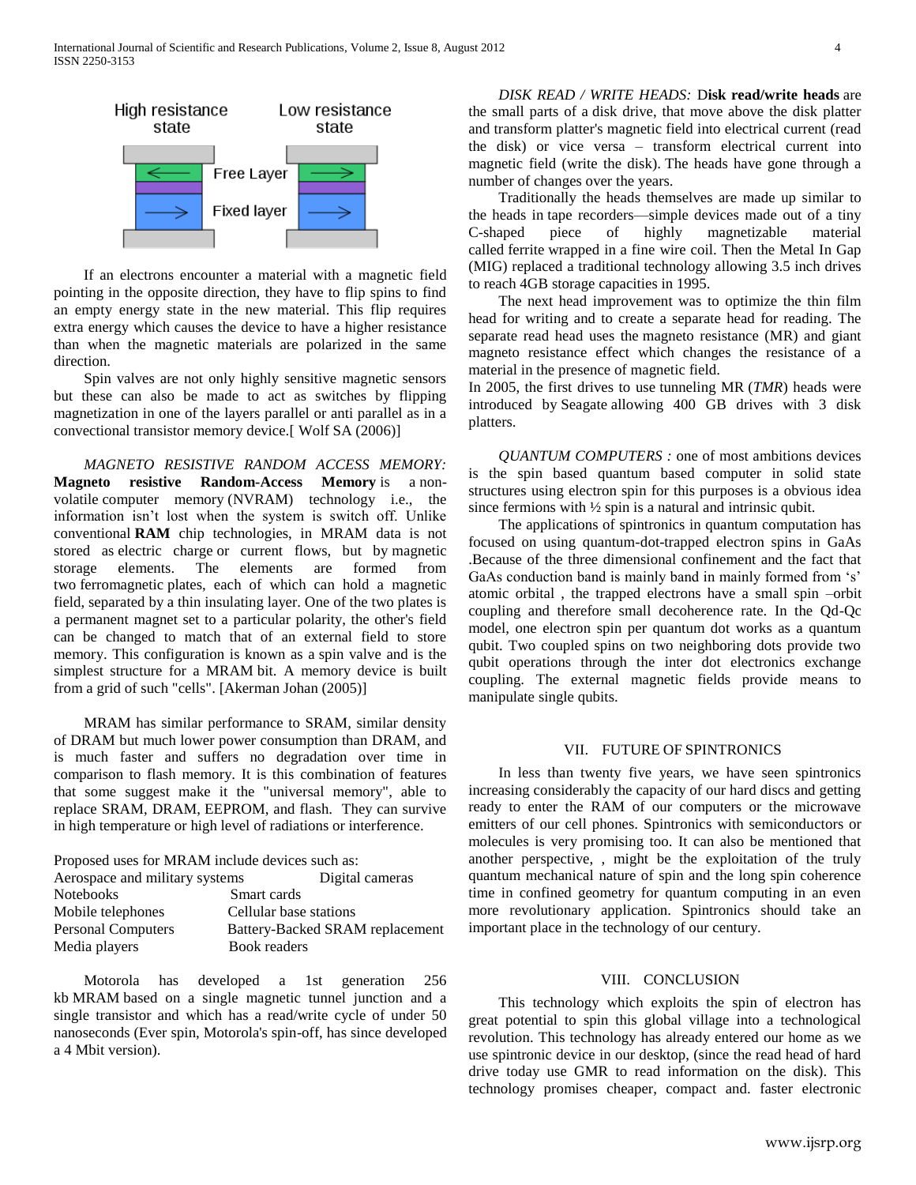High resistance state | Low resistance state

Free Layer

Fixed layer

If an electrons encounter a material with a magnetic field pointing in the opposite direction, they have to flip spins to find an empty energy state in the new material. This flip requires extra energy which causes the device to have a higher resistance than when the magnetic materials are polarized in the same direction.

Spin valves are not only highly sensitive magnetic sensors but these can also be made to act as switches by flipping magnetization in one of the layers parallel or anti parallel as in a convectional transistor memory device.[ Wolf SA (2006)]

*MAGNETO RESISTIVE RANDOM ACCESS MEMORY:* **Magneto resistive Random-Access Memory** is a non-volatile computer memory (NVRAM) technology i.e., the information isn't lost when the system is switch off. Unlike conventional **RAM** chip technologies, in MRAM data is not stored as electric charge or current flows, but by magnetic storage elements. The elements are formed from two ferromagnetic plates, each of which can hold a magnetic field, separated by a thin insulating layer. One of the two plates is a permanent magnet set to a particular polarity, the other's field can be changed to match that of an external field to store memory. This configuration is known as a spin valve and is the simplest structure for a MRAM bit. A memory device is built from a grid of such "cells". [Akerman Johan (2005)]

MRAM has similar performance to SRAM, similar density of DRAM but much lower power consumption than DRAM, and is much faster and suffers no degradation over time in comparison to flash memory. It is this combination of features that some suggest make it the "universal memory", able to replace SRAM, DRAM, EEPROM, and flash. They can survive in high temperature or high level of radiations or interference.

Proposed uses for MRAM include devices such as:

| | |
|---|---|
| Aerospace and military systems | Digital cameras |
| Notebooks | Smart cards |
| Mobile telephones | Cellular base stations |
| Personal Computers | Battery-Backed SRAM replacement |
| Media players | Book readers |

Motorola has developed a 1st generation 256 kb MRAM based on a single magnetic tunnel junction and a single transistor and which has a read/write cycle of under 50 nanoseconds (Ever spin, Motorola's spin-off, has since developed a 4 Mbit version).

*DISK READ / WRITE HEADS:* D**isk read/write heads** are the small parts of a disk drive, that move above the disk platter and transform platter's magnetic field into electrical current (read the disk) or vice versa – transform electrical current into magnetic field (write the disk). The heads have gone through a number of changes over the years.

Traditionally the heads themselves are made up similar to the heads in tape recorders—simple devices made out of a tiny C-shaped piece of highly magnetizable material called ferrite wrapped in a fine wire coil. Then the Metal In Gap (MIG) replaced a traditional technology allowing 3.5 inch drives to reach 4GB storage capacities in 1995.

The next head improvement was to optimize the thin film head for writing and to create a separate head for reading. The separate read head uses the magneto resistance (MR) and giant magneto resistance effect which changes the resistance of a material in the presence of magnetic field.

In 2005, the first drives to use tunneling MR (*TMR*) heads were introduced by Seagate allowing 400 GB drives with 3 disk platters.

*QUANTUM COMPUTERS :* one of most ambitions devices is the spin based quantum based computer in solid state structures using electron spin for this purposes is a obvious idea since fermions with ½ spin is a natural and intrinsic qubit.

The applications of spintronics in quantum computation has focused on using quantum-dot-trapped electron spins in GaAs .Because of the three dimensional confinement and the fact that GaAs conduction band is mainly band in mainly formed from 's' atomic orbital , the trapped electrons have a small spin –orbit coupling and therefore small decoherence rate. In the Qd-Qc model, one electron spin per quantum dot works as a quantum qubit. Two coupled spins on two neighboring dots provide two qubit operations through the inter dot electronics exchange coupling. The external magnetic fields provide means to manipulate single qubits.

## VII. FUTURE OF SPINTRONICS

In less than twenty five years, we have seen spintronics increasing considerably the capacity of our hard discs and getting ready to enter the RAM of our computers or the microwave emitters of our cell phones. Spintronics with semiconductors or molecules is very promising too. It can also be mentioned that another perspective, , might be the exploitation of the truly quantum mechanical nature of spin and the long spin coherence time in confined geometry for quantum computing in an even more revolutionary application. Spintronics should take an important place in the technology of our century.

## VIII. CONCLUSION

This technology which exploits the spin of electron has great potential to spin this global village into a technological revolution. This technology has already entered our home as we use spintronic device in our desktop, (since the read head of hard drive today use GMR to read information on the disk). This technology promises cheaper, compact and. faster electronic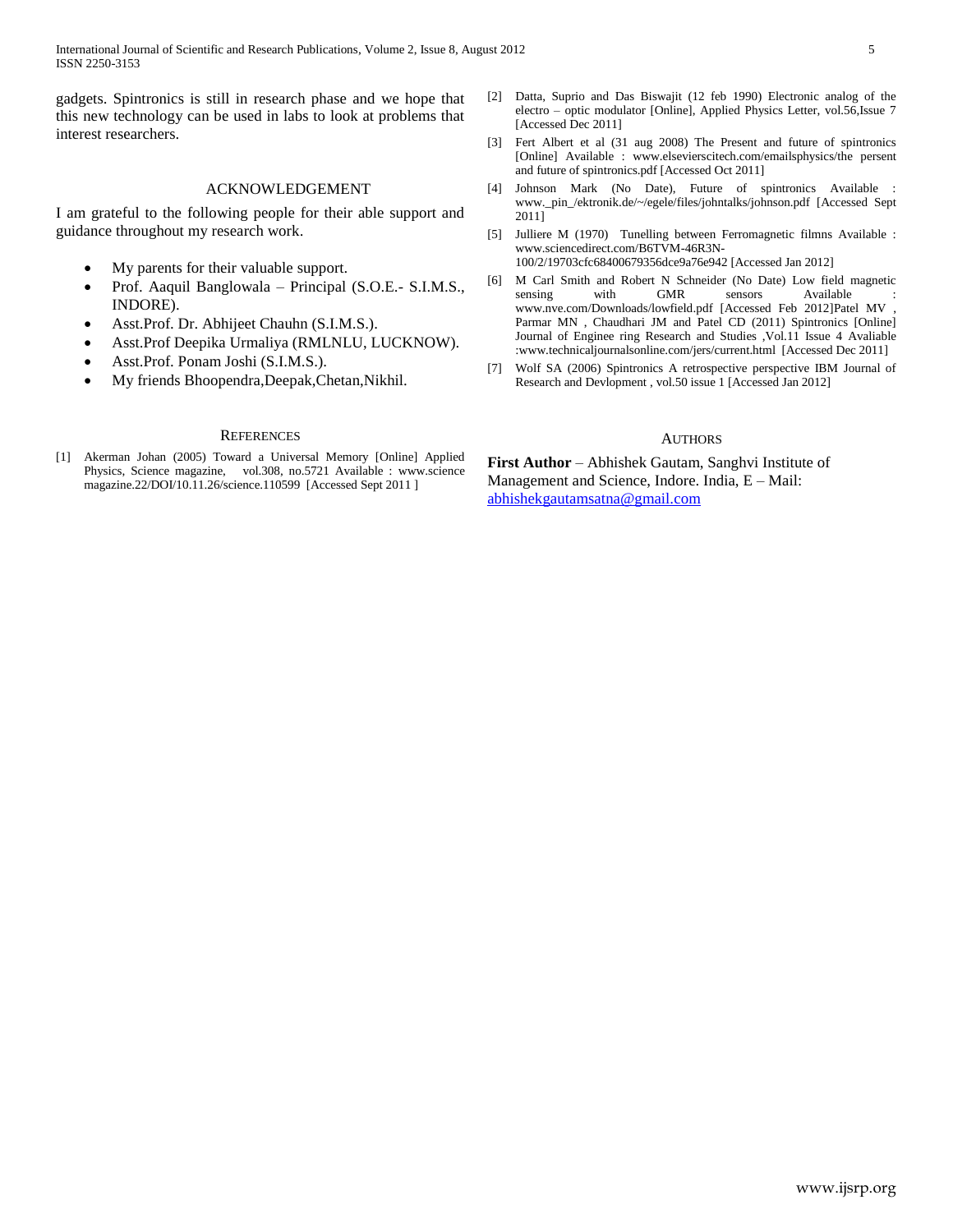gadgets. Spintronics is still in research phase and we hope that this new technology can be used in labs to look at problems that interest researchers.

## ACKNOWLEDGEMENT

I am grateful to the following people for their able support and guidance throughout my research work.

- My parents for their valuable support.
- Prof. Aaquil Banglowala – Principal (S.O.E.- S.I.M.S., INDORE).
- Asst.Prof. Dr. Abhijeet Chauhn (S.I.M.S.).
- Asst.Prof Deepika Urmaliya (RMLNLU, LUCKNOW).
- Asst.Prof. Ponam Joshi (S.I.M.S.).
- My friends Bhoopendra,Deepak,Chetan,Nikhil.

## REFERENCES

[1] Akerman Johan (2005) Toward a Universal Memory [Online] Applied Physics, Science magazine, vol.308, no.5721 Available : www.science magazine.22/DOI/10.11.26/science.110599 [Accessed Sept 2011 ]

[2] Datta, Suprio and Das Biswajit (12 feb 1990) Electronic analog of the electro – optic modulator [Online], Applied Physics Letter, vol.56,Issue 7 [Accessed Dec 2011]

[3] Fert Albert et al (31 aug 2008) The Present and future of spintronics [Online] Available : www.elsevierscitech.com/emailsphysics/the persent and future of spintronics.pdf [Accessed Oct 2011]

[4] Johnson Mark (No Date), Future of spintronics Available : www._pin_/ektronik.de/~/egele/files/johntalks/johnson.pdf [Accessed Sept 2011]

[5] Julliere M (1970) Tunelling between Ferromagnetic filmns Available : www.sciencedirect.com/B6TVM-46R3N-100/2/19703cfc68400679356dce9a76e942 [Accessed Jan 2012]

[6] M Carl Smith and Robert N Schneider (No Date) Low field magnetic sensing with GMR sensors Available : www.nve.com/Downloads/lowfield.pdf [Accessed Feb 2012]Patel MV , Parmar MN , Chaudhari JM and Patel CD (2011) Spintronics [Online] Journal of Enginee ring Research and Studies ,Vol.11 Issue 4 Avaliable :www.technicaljournalsonline.com/jers/current.html [Accessed Dec 2011]

[7] Wolf SA (2006) Spintronics A retrospective perspective IBM Journal of Research and Devlopment , vol.50 issue 1 [Accessed Jan 2012]

## AUTHORS

**First Author** – Abhishek Gautam, Sanghvi Institute of Management and Science, Indore. India, E – Mail: abhishekgautamsatna@gmail.com